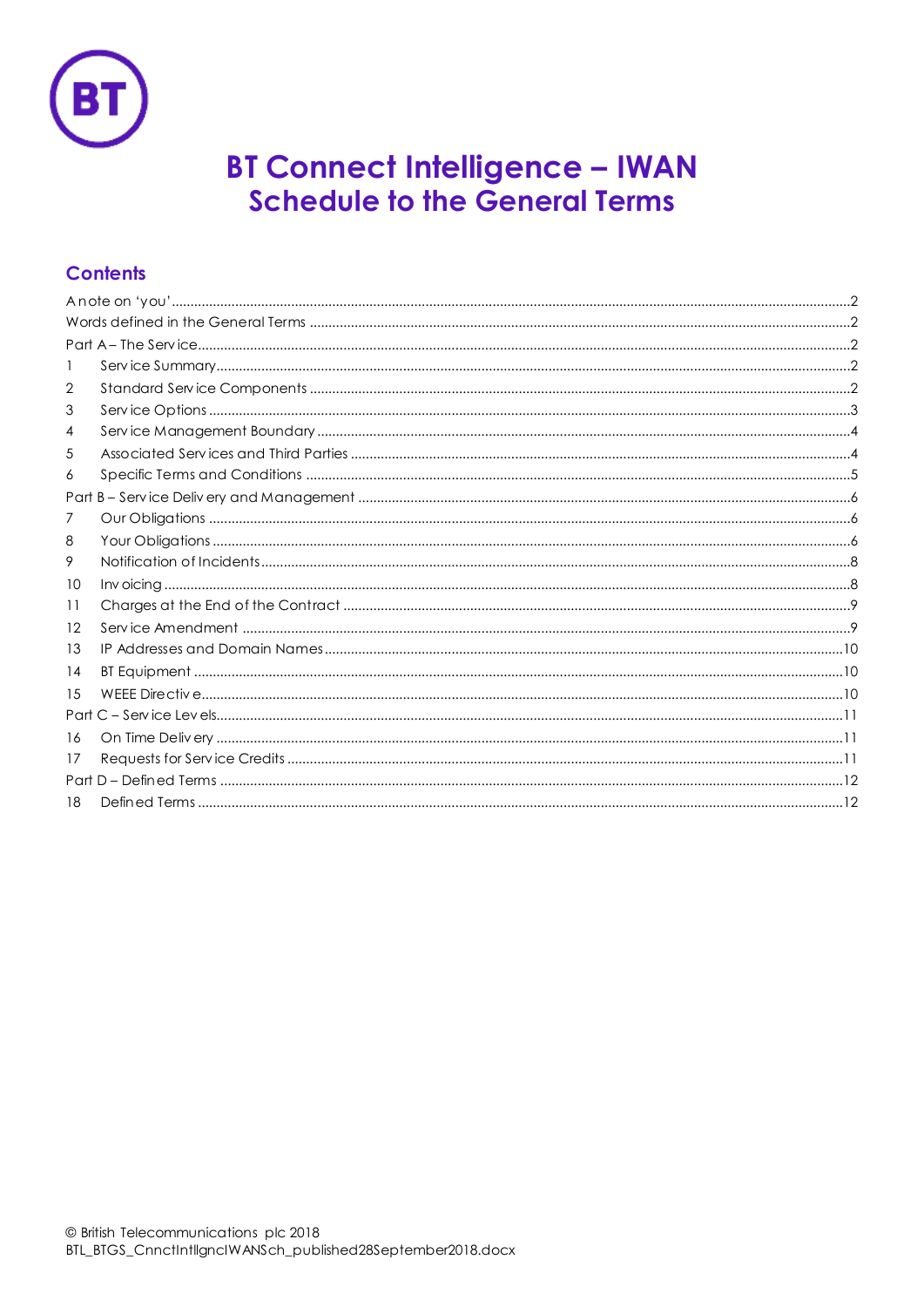# BT Connect Intelligence – IWAN
## Schedule to the General Terms

## Contents

A note on 'you' .....2
Words defined in the General Terms .....2
Part A – The Service .....2
1 Service Summary .....2
2 Standard Service Components .....2
3 Service Options .....3
4 Service Management Boundary .....4
5 Associated Services and Third Parties .....4
6 Specific Terms and Conditions .....5
Part B – Service Delivery and Management .....6
7 Our Obligations .....6
8 Your Obligations .....6
9 Notification of Incidents .....8
10 Invoicing .....8
11 Charges at the End of the Contract .....9
12 Service Amendment .....9
13 IP Addresses and Domain Names .....10
14 BT Equipment .....10
15 WEEE Directive .....10
Part C – Service Levels .....11
16 On Time Delivery .....11
17 Requests for Service Credits .....11
Part D – Defined Terms .....12
18 Defined Terms .....12

© British Telecommunications plc 2018
BTL_BTGS_CnnctIntllgncIWANSch_published28September2018.docx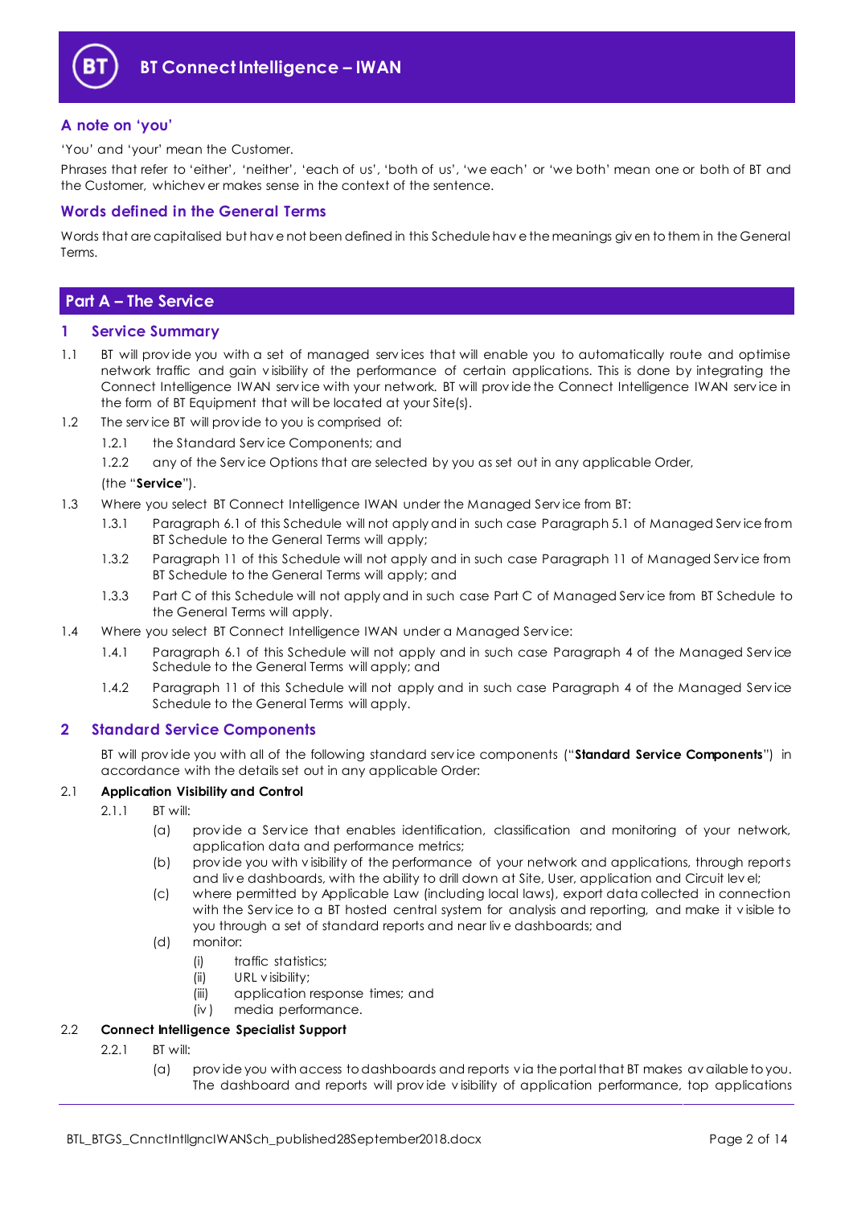## A note on 'you'

'You' and 'your' mean the Customer.

Phrases that refer to 'either', 'neither', 'each of us', 'both of us', 'we each' or 'we both' mean one or both of BT and the Customer, whichever makes sense in the context of the sentence.

## Words defined in the General Terms

Words that are capitalised but have not been defined in this Schedule have the meanings given to them in the General Terms.

# Part A – The Service

## 1 Service Summary

1.1 BT will provide you with a set of managed services that will enable you to automatically route and optimise network traffic and gain visibility of the performance of certain applications. This is done by integrating the Connect Intelligence IWAN service with your network. BT will provide the Connect Intelligence IWAN service in the form of BT Equipment that will be located at your Site(s).

1.2 The service BT will provide to you is comprised of:

1.2.1 the Standard Service Components; and

1.2.2 any of the Service Options that are selected by you as set out in any applicable Order,

(the "**Service**").

1.3 Where you select BT Connect Intelligence IWAN under the Managed Service from BT:

1.3.1 Paragraph 6.1 of this Schedule will not apply and in such case Paragraph 5.1 of Managed Service from BT Schedule to the General Terms will apply;

1.3.2 Paragraph 11 of this Schedule will not apply and in such case Paragraph 11 of Managed Service from BT Schedule to the General Terms will apply; and

1.3.3 Part C of this Schedule will not apply and in such case Part C of Managed Service from BT Schedule to the General Terms will apply.

1.4 Where you select BT Connect Intelligence IWAN under a Managed Service:

1.4.1 Paragraph 6.1 of this Schedule will not apply and in such case Paragraph 4 of the Managed Service Schedule to the General Terms will apply; and

1.4.2 Paragraph 11 of this Schedule will not apply and in such case Paragraph 4 of the Managed Service Schedule to the General Terms will apply.

## 2 Standard Service Components

BT will provide you with all of the following standard service components ("**Standard Service Components**") in accordance with the details set out in any applicable Order:

2.1 **Application Visibility and Control**

2.1.1 BT will:

(a) provide a Service that enables identification, classification and monitoring of your network, application data and performance metrics;

(b) provide you with visibility of the performance of your network and applications, through reports and live dashboards, with the ability to drill down at Site, User, application and Circuit level;

(c) where permitted by Applicable Law (including local laws), export data collected in connection with the Service to a BT hosted central system for analysis and reporting, and make it visible to you through a set of standard reports and near live dashboards; and

(d) monitor:

(i) traffic statistics;

(ii) URL visibility;

(iii) application response times; and

(iv) media performance.

2.2 **Connect Intelligence Specialist Support**

2.2.1 BT will:

(a) provide you with access to dashboards and reports via the portal that BT makes available to you. The dashboard and reports will provide visibility of application performance, top applications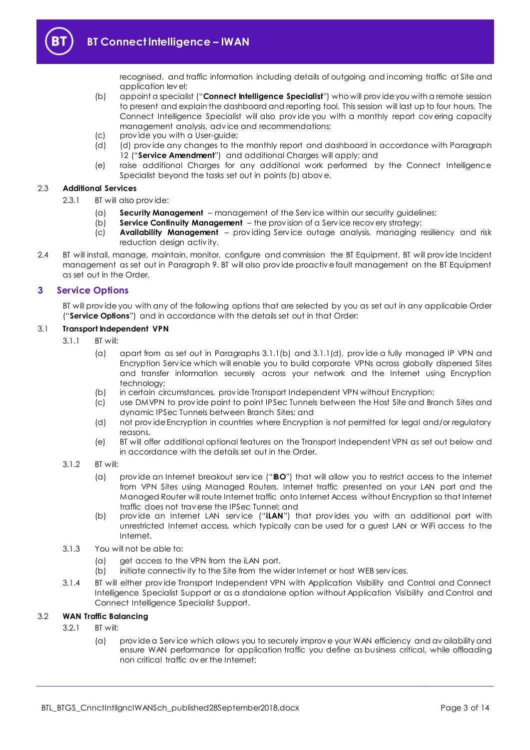recognised, and traffic information including details of outgoing and incoming traffic at Site and application level;

(b) appoint a specialist ("**Connect Intelligence Specialist**") who will provide you with a remote session to present and explain the dashboard and reporting tool. This session will last up to four hours. The Connect Intelligence Specialist will also provide you with a monthly report covering capacity management analysis, advice and recommendations;

(c) provide you with a User-guide;

(d) (d) provide any changes to the monthly report and dashboard in accordance with Paragraph 12 ("**Service Amendment**") and additional Charges will apply; and

(e) raise additional Charges for any additional work performed by the Connect Intelligence Specialist beyond the tasks set out in points (b) above.

**2.3 Additional Services**

2.3.1 BT will also provide:

(a) **Security Management** – management of the Service within our security guidelines;

(b) **Service Continuity Management** – the provision of a Service recovery strategy;

(c) **Availability Management** – providing Service outage analysis, managing resiliency and risk reduction design activity.

2.4 BT will install, manage, maintain, monitor, configure and commission the BT Equipment. BT will provide Incident management as set out in Paragraph 9. BT will also provide proactive fault management on the BT Equipment as set out in the Order.

## 3 Service Options

BT will provide you with any of the following options that are selected by you as set out in any applicable Order ("**Service Options**") and in accordance with the details set out in that Order:

**3.1 Transport Independent VPN**

3.1.1 BT will:

(a) apart from as set out in Paragraphs 3.1.1(b) and 3.1.1(d), provide a fully managed IP VPN and Encryption Service which will enable you to build corporate VPNs across globally dispersed Sites and transfer information securely across your network and the Internet using Encryption technology;

(b) in certain circumstances, provide Transport Independent VPN without Encryption;

(c) use DMVPN to provide point to point IPSec Tunnels between the Host Site and Branch Sites and dynamic IPSec Tunnels between Branch Sites; and

(d) not provide Encryption in countries where Encryption is not permitted for legal and/or regulatory reasons.

(e) BT will offer additional optional features on the Transport Independent VPN as set out below and in accordance with the details set out in the Order.

3.1.2 BT will:

(a) provide an Internet breakout service ("**IBO**") that will allow you to restrict access to the Internet from VPN Sites using Managed Routers. Internet traffic presented on your LAN port and the Managed Router will route Internet traffic onto Internet Access without Encryption so that Internet traffic does not traverse the IPSec Tunnel; and

(b) provide an Internet LAN service ("**iLAN**") that provides you with an additional port with unrestricted Internet access, which typically can be used for a guest LAN or WiFi access to the Internet.

3.1.3 You will not be able to:

(a) get access to the VPN from the iLAN port.

(b) initiate connectivity to the Site from the wider Internet or host WEB services.

3.1.4 BT will either provide Transport Independent VPN with Application Visibility and Control and Connect Intelligence Specialist Support or as a standalone option without Application Visibility and Control and Connect Intelligence Specialist Support.

**3.2 WAN Traffic Balancing**

3.2.1 BT will:

(a) provide a Service which allows you to securely improve your WAN efficiency and availability and ensure WAN performance for application traffic you define as business critical, while offloading non critical traffic over the Internet;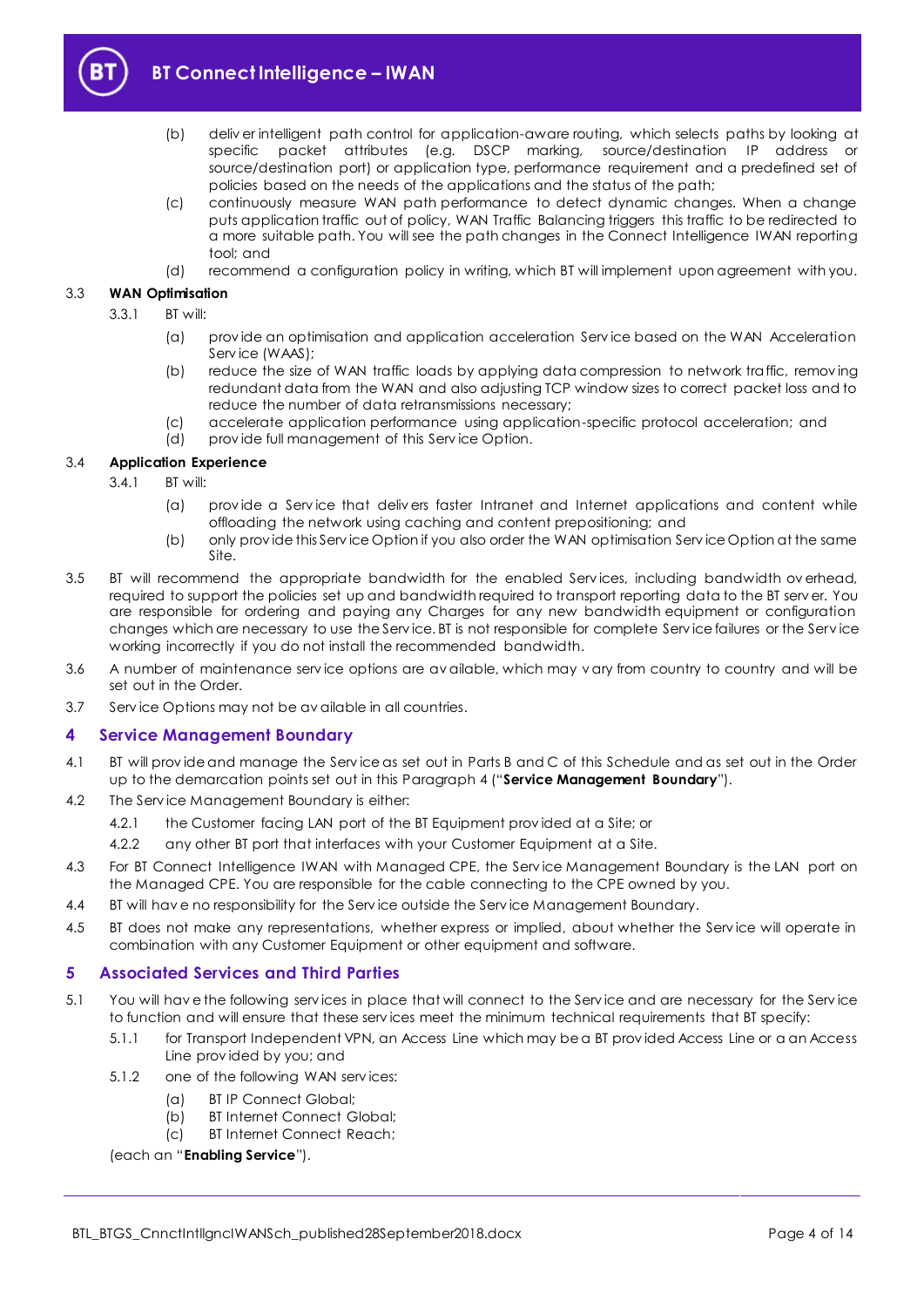(b) deliver intelligent path control for application-aware routing, which selects paths by looking at specific packet attributes (e.g. DSCP marking, source/destination IP address or source/destination port) or application type, performance requirement and a predefined set of policies based on the needs of the applications and the status of the path;

(c) continuously measure WAN path performance to detect dynamic changes. When a change puts application traffic out of policy, WAN Traffic Balancing triggers this traffic to be redirected to a more suitable path. You will see the path changes in the Connect Intelligence IWAN reporting tool; and

(d) recommend a configuration policy in writing, which BT will implement upon agreement with you.

3.3 **WAN Optimisation**

3.3.1 BT will:

(a) provide an optimisation and application acceleration Service based on the WAN Acceleration Service (WAAS);

(b) reduce the size of WAN traffic loads by applying data compression to network traffic, removing redundant data from the WAN and also adjusting TCP window sizes to correct packet loss and to reduce the number of data retransmissions necessary;

(c) accelerate application performance using application-specific protocol acceleration; and

(d) provide full management of this Service Option.

3.4 **Application Experience**

3.4.1 BT will:

(a) provide a Service that delivers faster Intranet and Internet applications and content while offloading the network using caching and content prepositioning; and

(b) only provide this Service Option if you also order the WAN optimisation Service Option at the same Site.

3.5 BT will recommend the appropriate bandwidth for the enabled Services, including bandwidth overhead, required to support the policies set up and bandwidth required to transport reporting data to the BT server. You are responsible for ordering and paying any Charges for any new bandwidth equipment or configuration changes which are necessary to use the Service. BT is not responsible for complete Service failures or the Service working incorrectly if you do not install the recommended bandwidth.

3.6 A number of maintenance service options are available, which may vary from country to country and will be set out in the Order.

3.7 Service Options may not be available in all countries.

## 4 Service Management Boundary

4.1 BT will provide and manage the Service as set out in Parts B and C of this Schedule and as set out in the Order up to the demarcation points set out in this Paragraph 4 ("**Service Management Boundary**").

4.2 The Service Management Boundary is either:

4.2.1 the Customer facing LAN port of the BT Equipment provided at a Site; or

4.2.2 any other BT port that interfaces with your Customer Equipment at a Site.

4.3 For BT Connect Intelligence IWAN with Managed CPE, the Service Management Boundary is the LAN port on the Managed CPE. You are responsible for the cable connecting to the CPE owned by you.

4.4 BT will have no responsibility for the Service outside the Service Management Boundary.

4.5 BT does not make any representations, whether express or implied, about whether the Service will operate in combination with any Customer Equipment or other equipment and software.

## 5 Associated Services and Third Parties

5.1 You will have the following services in place that will connect to the Service and are necessary for the Service to function and will ensure that these services meet the minimum technical requirements that BT specify:

5.1.1 for Transport Independent VPN, an Access Line which may be a BT provided Access Line or a an Access Line provided by you; and

5.1.2 one of the following WAN services:

(a) BT IP Connect Global;

(b) BT Internet Connect Global;

(c) BT Internet Connect Reach;

(each an "**Enabling Service**").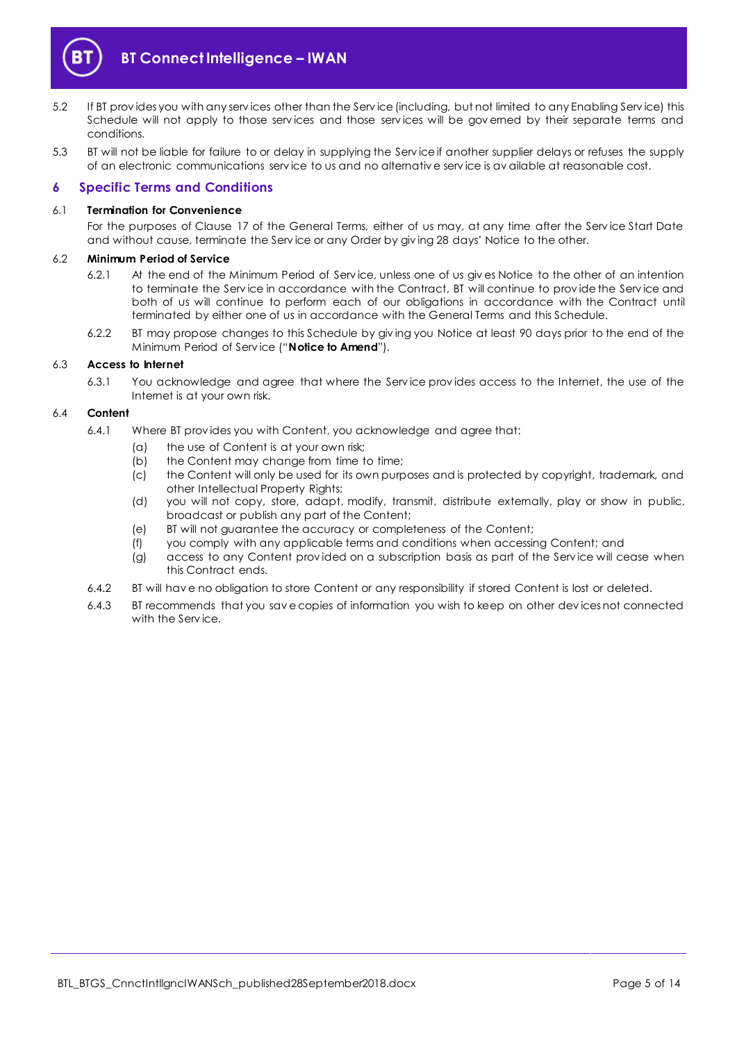5.2 If BT provides you with any services other than the Service (including, but not limited to any Enabling Service) this Schedule will not apply to those services and those services will be governed by their separate terms and conditions.

5.3 BT will not be liable for failure to or delay in supplying the Service if another supplier delays or refuses the supply of an electronic communications service to us and no alternative service is available at reasonable cost.

## 6 Specific Terms and Conditions

6.1 **Termination for Convenience**

For the purposes of Clause 17 of the General Terms, either of us may, at any time after the Service Start Date and without cause, terminate the Service or any Order by giving 28 days' Notice to the other.

6.2 **Minimum Period of Service**

6.2.1 At the end of the Minimum Period of Service, unless one of us gives Notice to the other of an intention to terminate the Service in accordance with the Contract, BT will continue to provide the Service and both of us will continue to perform each of our obligations in accordance with the Contract until terminated by either one of us in accordance with the General Terms and this Schedule.

6.2.2 BT may propose changes to this Schedule by giving you Notice at least 90 days prior to the end of the Minimum Period of Service ("**Notice to Amend**").

6.3 **Access to Internet**

6.3.1 You acknowledge and agree that where the Service provides access to the Internet, the use of the Internet is at your own risk.

6.4 **Content**

6.4.1 Where BT provides you with Content, you acknowledge and agree that:

(a) the use of Content is at your own risk;

(b) the Content may change from time to time;

(c) the Content will only be used for its own purposes and is protected by copyright, trademark, and other Intellectual Property Rights;

(d) you will not copy, store, adapt, modify, transmit, distribute externally, play or show in public, broadcast or publish any part of the Content;

(e) BT will not guarantee the accuracy or completeness of the Content;

(f) you comply with any applicable terms and conditions when accessing Content; and

(g) access to any Content provided on a subscription basis as part of the Service will cease when this Contract ends.

6.4.2 BT will have no obligation to store Content or any responsibility if stored Content is lost or deleted.

6.4.3 BT recommends that you save copies of information you wish to keep on other devices not connected with the Service.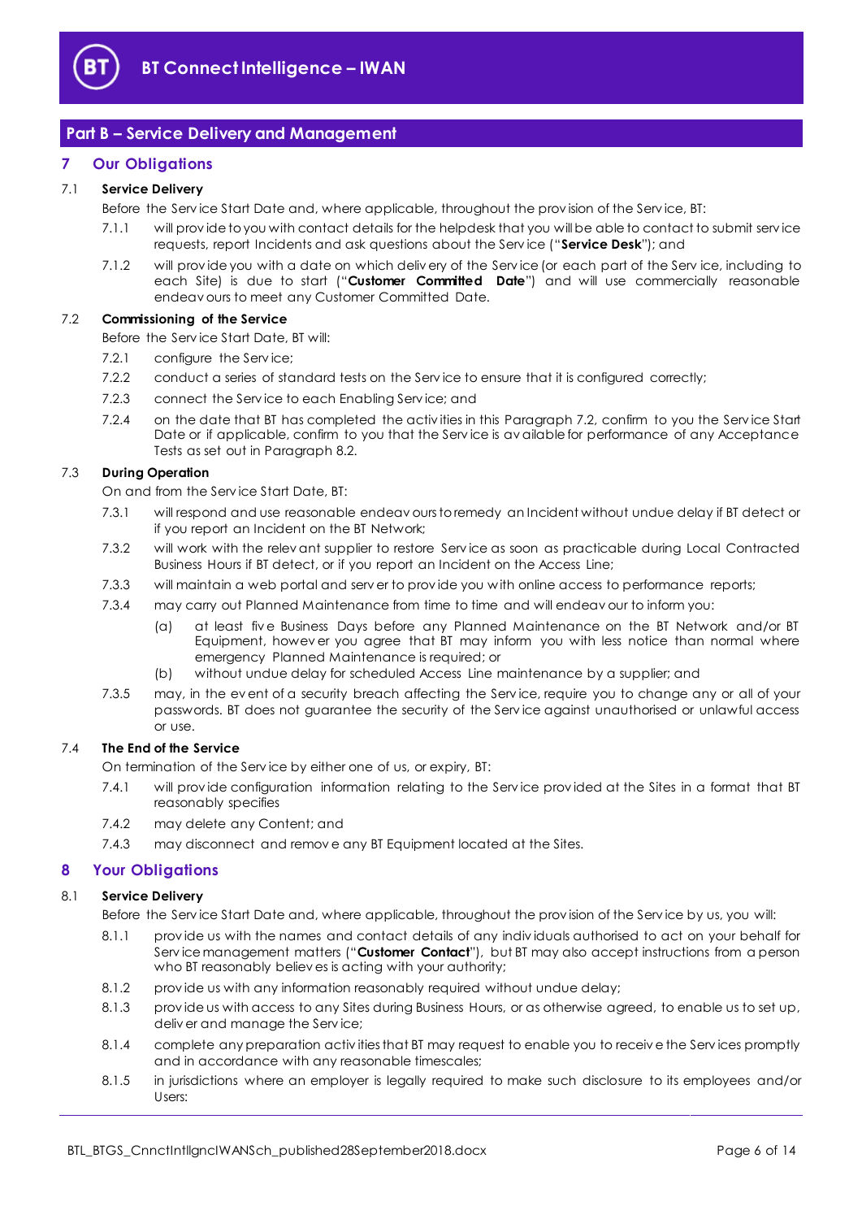## Part B – Service Delivery and Management

## 7 Our Obligations

### 7.1 Service Delivery

Before the Service Start Date and, where applicable, throughout the provision of the Service, BT:

7.1.1 will provide to you with contact details for the helpdesk that you will be able to contact to submit service requests, report Incidents and ask questions about the Service ("**Service Desk**"); and

7.1.2 will provide you with a date on which delivery of the Service (or each part of the Service, including to each Site) is due to start ("**Customer Committed Date**") and will use commercially reasonable endeavours to meet any Customer Committed Date.

### 7.2 Commissioning of the Service

Before the Service Start Date, BT will:

7.2.1 configure the Service;

7.2.2 conduct a series of standard tests on the Service to ensure that it is configured correctly;

7.2.3 connect the Service to each Enabling Service; and

7.2.4 on the date that BT has completed the activities in this Paragraph 7.2, confirm to you the Service Start Date or if applicable, confirm to you that the Service is available for performance of any Acceptance Tests as set out in Paragraph 8.2.

### 7.3 During Operation

On and from the Service Start Date, BT:

7.3.1 will respond and use reasonable endeavours to remedy an Incident without undue delay if BT detect or if you report an Incident on the BT Network;

7.3.2 will work with the relevant supplier to restore Service as soon as practicable during Local Contracted Business Hours if BT detect, or if you report an Incident on the Access Line;

7.3.3 will maintain a web portal and server to provide you with online access to performance reports;

7.3.4 may carry out Planned Maintenance from time to time and will endeavour to inform you:

(a) at least five Business Days before any Planned Maintenance on the BT Network and/or BT Equipment, however you agree that BT may inform you with less notice than normal where emergency Planned Maintenance is required; or

(b) without undue delay for scheduled Access Line maintenance by a supplier; and

7.3.5 may, in the event of a security breach affecting the Service, require you to change any or all of your passwords. BT does not guarantee the security of the Service against unauthorised or unlawful access or use.

### 7.4 The End of the Service

On termination of the Service by either one of us, or expiry, BT:

7.4.1 will provide configuration information relating to the Service provided at the Sites in a format that BT reasonably specifies

7.4.2 may delete any Content; and

7.4.3 may disconnect and remove any BT Equipment located at the Sites.

## 8 Your Obligations

### 8.1 Service Delivery

Before the Service Start Date and, where applicable, throughout the provision of the Service by us, you will:

8.1.1 provide us with the names and contact details of any individuals authorised to act on your behalf for Service management matters ("**Customer Contact**"), but BT may also accept instructions from a person who BT reasonably believes is acting with your authority;

8.1.2 provide us with any information reasonably required without undue delay;

8.1.3 provide us with access to any Sites during Business Hours, or as otherwise agreed, to enable us to set up, deliver and manage the Service;

8.1.4 complete any preparation activities that BT may request to enable you to receive the Services promptly and in accordance with any reasonable timescales;

8.1.5 in jurisdictions where an employer is legally required to make such disclosure to its employees and/or Users: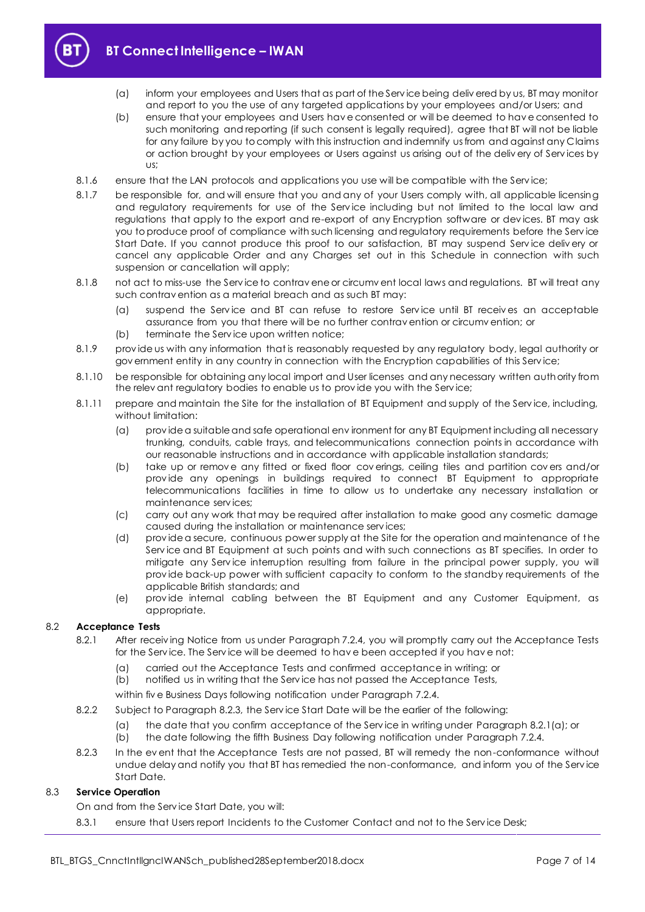(a) inform your employees and Users that as part of the Service being delivered by us, BT may monitor and report to you the use of any targeted applications by your employees and/or Users; and

(b) ensure that your employees and Users have consented or will be deemed to have consented to such monitoring and reporting (if such consent is legally required), agree that BT will not be liable for any failure by you to comply with this instruction and indemnify us from and against any Claims or action brought by your employees or Users against us arising out of the delivery of Services by us;

8.1.6 ensure that the LAN protocols and applications you use will be compatible with the Service;

8.1.7 be responsible for, and will ensure that you and any of your Users comply with, all applicable licensing and regulatory requirements for use of the Service including but not limited to the local law and regulations that apply to the export and re-export of any Encryption software or devices. BT may ask you to produce proof of compliance with such licensing and regulatory requirements before the Service Start Date. If you cannot produce this proof to our satisfaction, BT may suspend Service delivery or cancel any applicable Order and any Charges set out in this Schedule in connection with such suspension or cancellation will apply;

8.1.8 not act to miss-use the Service to contravene or circumvent local laws and regulations. BT will treat any such contravention as a material breach and as such BT may:

(a) suspend the Service and BT can refuse to restore Service until BT receives an acceptable assurance from you that there will be no further contravention or circumvention; or

(b) terminate the Service upon written notice;

8.1.9 provide us with any information that is reasonably requested by any regulatory body, legal authority or government entity in any country in connection with the Encryption capabilities of this Service;

8.1.10 be responsible for obtaining any local import and User licenses and any necessary written authority from the relevant regulatory bodies to enable us to provide you with the Service;

8.1.11 prepare and maintain the Site for the installation of BT Equipment and supply of the Service, including, without limitation:

(a) provide a suitable and safe operational environment for any BT Equipment including all necessary trunking, conduits, cable trays, and telecommunications connection points in accordance with our reasonable instructions and in accordance with applicable installation standards;

(b) take up or remove any fitted or fixed floor coverings, ceiling tiles and partition covers and/or provide any openings in buildings required to connect BT Equipment to appropriate telecommunications facilities in time to allow us to undertake any necessary installation or maintenance services;

(c) carry out any work that may be required after installation to make good any cosmetic damage caused during the installation or maintenance services;

(d) provide a secure, continuous power supply at the Site for the operation and maintenance of the Service and BT Equipment at such points and with such connections as BT specifies. In order to mitigate any Service interruption resulting from failure in the principal power supply, you will provide back-up power with sufficient capacity to conform to the standby requirements of the applicable British standards; and

(e) provide internal cabling between the BT Equipment and any Customer Equipment, as appropriate.

### 8.2 Acceptance Tests

8.2.1 After receiving Notice from us under Paragraph 7.2.4, you will promptly carry out the Acceptance Tests for the Service. The Service will be deemed to have been accepted if you have not:

(a) carried out the Acceptance Tests and confirmed acceptance in writing; or

(b) notified us in writing that the Service has not passed the Acceptance Tests,

within five Business Days following notification under Paragraph 7.2.4.

8.2.2 Subject to Paragraph 8.2.3, the Service Start Date will be the earlier of the following:

(a) the date that you confirm acceptance of the Service in writing under Paragraph 8.2.1(a); or

(b) the date following the fifth Business Day following notification under Paragraph 7.2.4.

8.2.3 In the event that the Acceptance Tests are not passed, BT will remedy the non-conformance without undue delay and notify you that BT has remedied the non-conformance, and inform you of the Service Start Date.

### 8.3 Service Operation

On and from the Service Start Date, you will:

8.3.1 ensure that Users report Incidents to the Customer Contact and not to the Service Desk;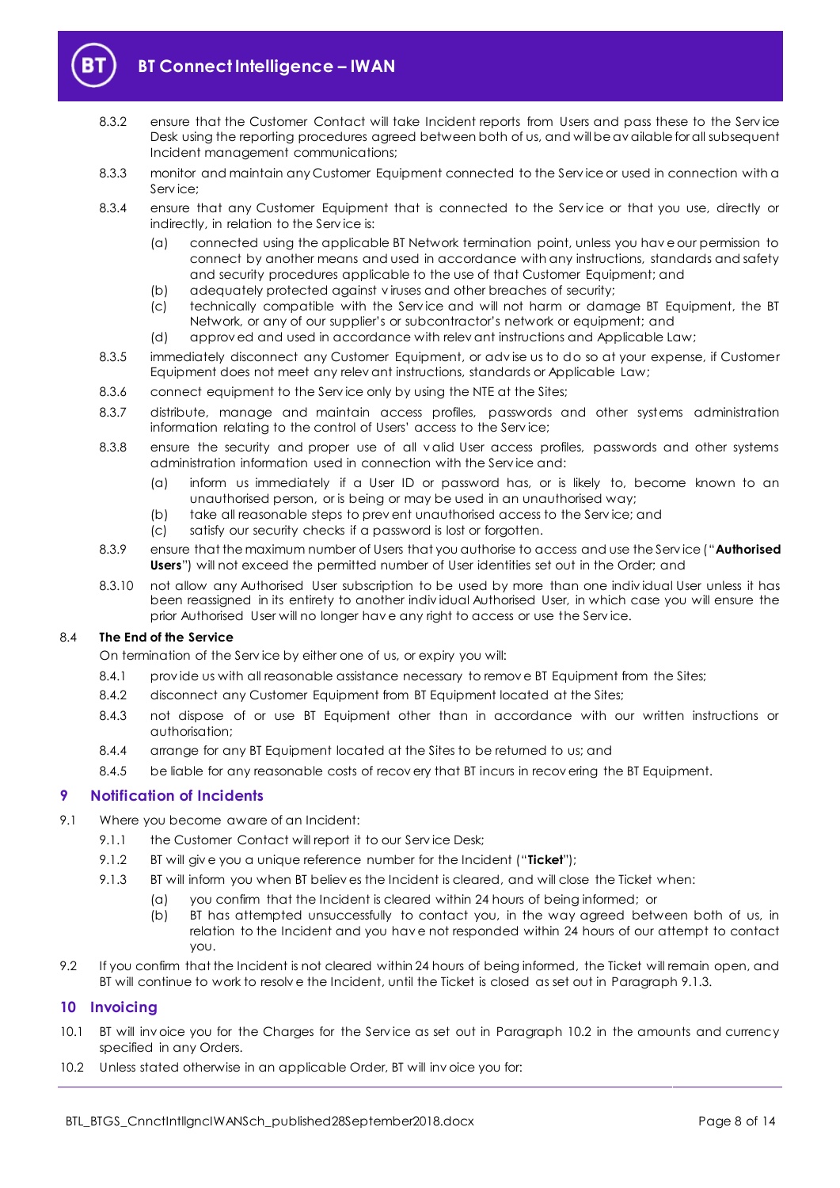8.3.2 ensure that the Customer Contact will take Incident reports from Users and pass these to the Service Desk using the reporting procedures agreed between both of us, and will be available for all subsequent Incident management communications;

8.3.3 monitor and maintain any Customer Equipment connected to the Service or used in connection with a Service;

8.3.4 ensure that any Customer Equipment that is connected to the Service or that you use, directly or indirectly, in relation to the Service is:

(a) connected using the applicable BT Network termination point, unless you have our permission to connect by another means and used in accordance with any instructions, standards and safety and security procedures applicable to the use of that Customer Equipment; and

(b) adequately protected against viruses and other breaches of security;

(c) technically compatible with the Service and will not harm or damage BT Equipment, the BT Network, or any of our supplier's or subcontractor's network or equipment; and

(d) approved and used in accordance with relevant instructions and Applicable Law;

8.3.5 immediately disconnect any Customer Equipment, or advise us to do so at your expense, if Customer Equipment does not meet any relevant instructions, standards or Applicable Law;

8.3.6 connect equipment to the Service only by using the NTE at the Sites;

8.3.7 distribute, manage and maintain access profiles, passwords and other systems administration information relating to the control of Users' access to the Service;

8.3.8 ensure the security and proper use of all valid User access profiles, passwords and other systems administration information used in connection with the Service and:

(a) inform us immediately if a User ID or password has, or is likely to, become known to an unauthorised person, or is being or may be used in an unauthorised way;

(b) take all reasonable steps to prevent unauthorised access to the Service; and

(c) satisfy our security checks if a password is lost or forgotten.

8.3.9 ensure that the maximum number of Users that you authorise to access and use the Service ("**Authorised Users**") will not exceed the permitted number of User identities set out in the Order; and

8.3.10 not allow any Authorised User subscription to be used by more than one individual User unless it has been reassigned in its entirety to another individual Authorised User, in which case you will ensure the prior Authorised User will no longer have any right to access or use the Service.

8.4 **The End of the Service**

On termination of the Service by either one of us, or expiry you will:

8.4.1 provide us with all reasonable assistance necessary to remove BT Equipment from the Sites;

8.4.2 disconnect any Customer Equipment from BT Equipment located at the Sites;

8.4.3 not dispose of or use BT Equipment other than in accordance with our written instructions or authorisation;

8.4.4 arrange for any BT Equipment located at the Sites to be returned to us; and

8.4.5 be liable for any reasonable costs of recovery that BT incurs in recovering the BT Equipment.

## 9 Notification of Incidents

9.1 Where you become aware of an Incident:

9.1.1 the Customer Contact will report it to our Service Desk;

9.1.2 BT will give you a unique reference number for the Incident ("**Ticket**");

9.1.3 BT will inform you when BT believes the Incident is cleared, and will close the Ticket when:

(a) you confirm that the Incident is cleared within 24 hours of being informed; or

(b) BT has attempted unsuccessfully to contact you, in the way agreed between both of us, in relation to the Incident and you have not responded within 24 hours of our attempt to contact you.

9.2 If you confirm that the Incident is not cleared within 24 hours of being informed, the Ticket will remain open, and BT will continue to work to resolve the Incident, until the Ticket is closed as set out in Paragraph 9.1.3.

## 10 Invoicing

10.1 BT will invoice you for the Charges for the Service as set out in Paragraph 10.2 in the amounts and currency specified in any Orders.

10.2 Unless stated otherwise in an applicable Order, BT will invoice you for: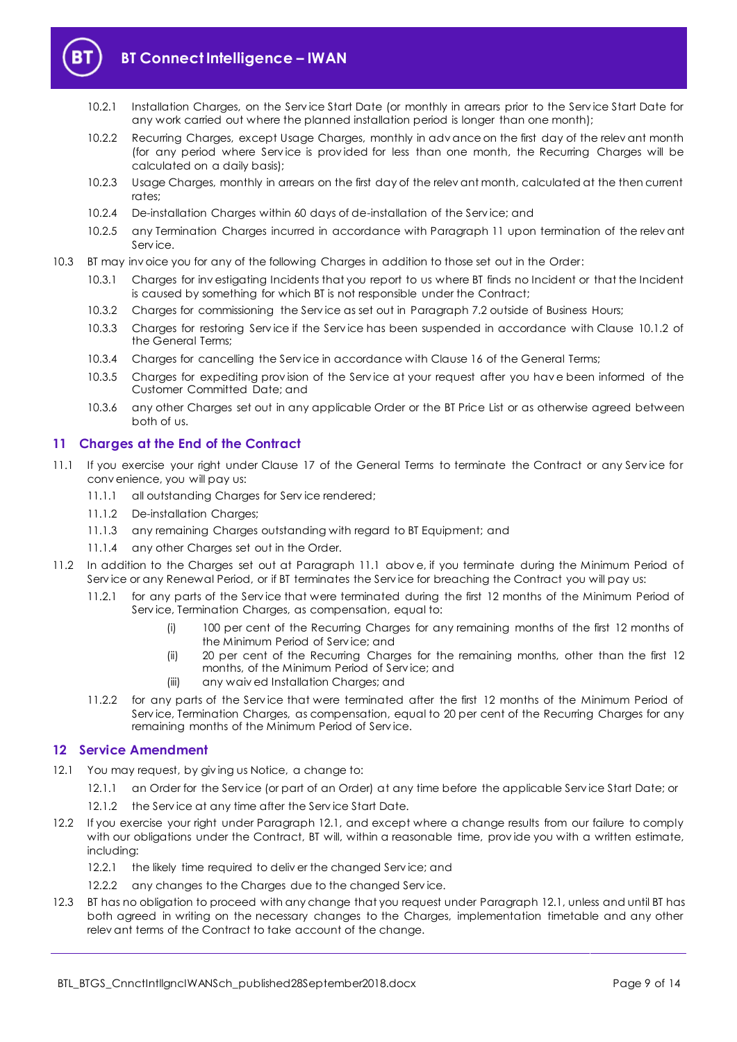10.2.1 Installation Charges, on the Service Start Date (or monthly in arrears prior to the Service Start Date for any work carried out where the planned installation period is longer than one month);

10.2.2 Recurring Charges, except Usage Charges, monthly in advance on the first day of the relevant month (for any period where Service is provided for less than one month, the Recurring Charges will be calculated on a daily basis);

10.2.3 Usage Charges, monthly in arrears on the first day of the relevant month, calculated at the then current rates;

10.2.4 De-installation Charges within 60 days of de-installation of the Service; and

10.2.5 any Termination Charges incurred in accordance with Paragraph 11 upon termination of the relevant Service.

10.3 BT may invoice you for any of the following Charges in addition to those set out in the Order:

10.3.1 Charges for investigating Incidents that you report to us where BT finds no Incident or that the Incident is caused by something for which BT is not responsible under the Contract;

10.3.2 Charges for commissioning the Service as set out in Paragraph 7.2 outside of Business Hours;

10.3.3 Charges for restoring Service if the Service has been suspended in accordance with Clause 10.1.2 of the General Terms;

10.3.4 Charges for cancelling the Service in accordance with Clause 16 of the General Terms;

10.3.5 Charges for expediting provision of the Service at your request after you have been informed of the Customer Committed Date; and

10.3.6 any other Charges set out in any applicable Order or the BT Price List or as otherwise agreed between both of us.

## 11 Charges at the End of the Contract

11.1 If you exercise your right under Clause 17 of the General Terms to terminate the Contract or any Service for convenience, you will pay us:

11.1.1 all outstanding Charges for Service rendered;

11.1.2 De-installation Charges;

11.1.3 any remaining Charges outstanding with regard to BT Equipment; and

11.1.4 any other Charges set out in the Order.

11.2 In addition to the Charges set out at Paragraph 11.1 above, if you terminate during the Minimum Period of Service or any Renewal Period, or if BT terminates the Service for breaching the Contract you will pay us:

11.2.1 for any parts of the Service that were terminated during the first 12 months of the Minimum Period of Service, Termination Charges, as compensation, equal to:

(i) 100 per cent of the Recurring Charges for any remaining months of the first 12 months of the Minimum Period of Service; and

(ii) 20 per cent of the Recurring Charges for the remaining months, other than the first 12 months, of the Minimum Period of Service; and

(iii) any waived Installation Charges; and

11.2.2 for any parts of the Service that were terminated after the first 12 months of the Minimum Period of Service, Termination Charges, as compensation, equal to 20 per cent of the Recurring Charges for any remaining months of the Minimum Period of Service.

## 12 Service Amendment

12.1 You may request, by giving us Notice, a change to:

12.1.1 an Order for the Service (or part of an Order) at any time before the applicable Service Start Date; or

12.1.2 the Service at any time after the Service Start Date.

12.2 If you exercise your right under Paragraph 12.1, and except where a change results from our failure to comply with our obligations under the Contract, BT will, within a reasonable time, provide you with a written estimate, including:

12.2.1 the likely time required to deliver the changed Service; and

12.2.2 any changes to the Charges due to the changed Service.

12.3 BT has no obligation to proceed with any change that you request under Paragraph 12.1, unless and until BT has both agreed in writing on the necessary changes to the Charges, implementation timetable and any other relevant terms of the Contract to take account of the change.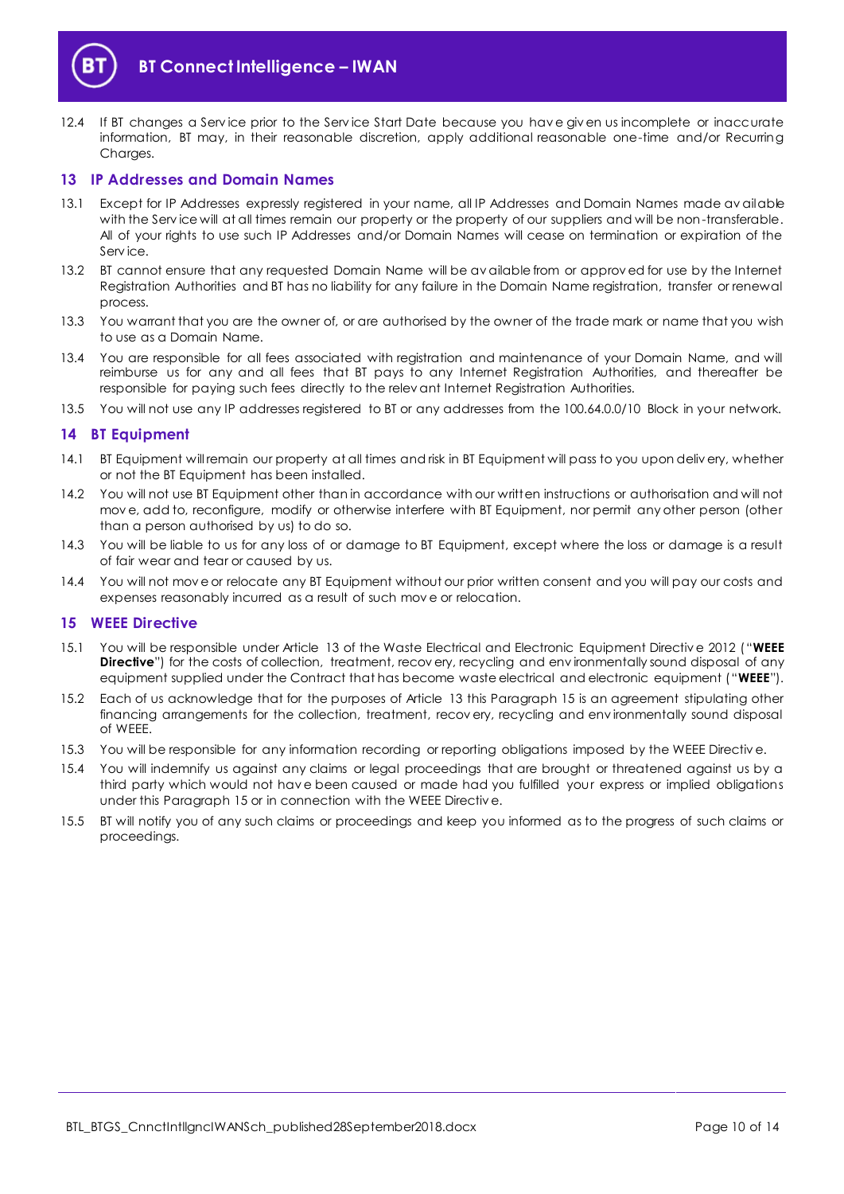12.4 If BT changes a Service prior to the Service Start Date because you have given us incomplete or inaccurate information, BT may, in their reasonable discretion, apply additional reasonable one-time and/or Recurring Charges.

## 13 IP Addresses and Domain Names

13.1 Except for IP Addresses expressly registered in your name, all IP Addresses and Domain Names made available with the Service will at all times remain our property or the property of our suppliers and will be non-transferable. All of your rights to use such IP Addresses and/or Domain Names will cease on termination or expiration of the Service.

13.2 BT cannot ensure that any requested Domain Name will be available from or approved for use by the Internet Registration Authorities and BT has no liability for any failure in the Domain Name registration, transfer or renewal process.

13.3 You warrant that you are the owner of, or are authorised by the owner of the trade mark or name that you wish to use as a Domain Name.

13.4 You are responsible for all fees associated with registration and maintenance of your Domain Name, and will reimburse us for any and all fees that BT pays to any Internet Registration Authorities, and thereafter be responsible for paying such fees directly to the relevant Internet Registration Authorities.

13.5 You will not use any IP addresses registered to BT or any addresses from the 100.64.0.0/10 Block in your network.

## 14 BT Equipment

14.1 BT Equipment will remain our property at all times and risk in BT Equipment will pass to you upon delivery, whether or not the BT Equipment has been installed.

14.2 You will not use BT Equipment other than in accordance with our written instructions or authorisation and will not move, add to, reconfigure, modify or otherwise interfere with BT Equipment, nor permit any other person (other than a person authorised by us) to do so.

14.3 You will be liable to us for any loss of or damage to BT Equipment, except where the loss or damage is a result of fair wear and tear or caused by us.

14.4 You will not move or relocate any BT Equipment without our prior written consent and you will pay our costs and expenses reasonably incurred as a result of such move or relocation.

## 15 WEEE Directive

15.1 You will be responsible under Article 13 of the Waste Electrical and Electronic Equipment Directive 2012 ("**WEEE Directive**") for the costs of collection, treatment, recovery, recycling and environmentally sound disposal of any equipment supplied under the Contract that has become waste electrical and electronic equipment ("**WEEE**").

15.2 Each of us acknowledge that for the purposes of Article 13 this Paragraph 15 is an agreement stipulating other financing arrangements for the collection, treatment, recovery, recycling and environmentally sound disposal of WEEE.

15.3 You will be responsible for any information recording or reporting obligations imposed by the WEEE Directive.

15.4 You will indemnify us against any claims or legal proceedings that are brought or threatened against us by a third party which would not have been caused or made had you fulfilled your express or implied obligations under this Paragraph 15 or in connection with the WEEE Directive.

15.5 BT will notify you of any such claims or proceedings and keep you informed as to the progress of such claims or proceedings.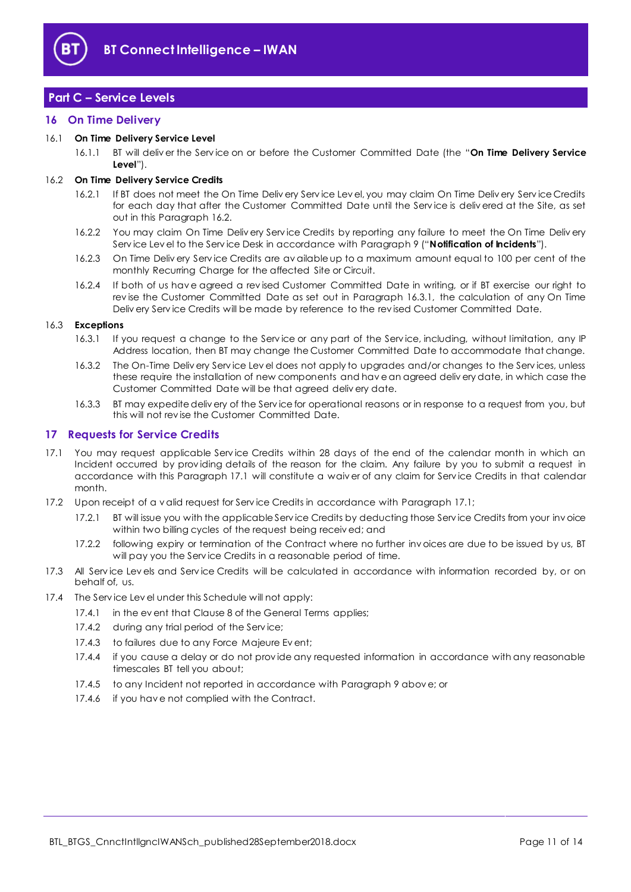## Part C – Service Levels

### 16 On Time Delivery

16.1 **On Time Delivery Service Level**

16.1.1 BT will deliver the Service on or before the Customer Committed Date (the "**On Time Delivery Service Level**").

16.2 **On Time Delivery Service Credits**

16.2.1 If BT does not meet the On Time Delivery Service Level, you may claim On Time Delivery Service Credits for each day that after the Customer Committed Date until the Service is delivered at the Site, as set out in this Paragraph 16.2.

16.2.2 You may claim On Time Delivery Service Credits by reporting any failure to meet the On Time Delivery Service Level to the Service Desk in accordance with Paragraph 9 ("**Notification of Incidents**").

16.2.3 On Time Delivery Service Credits are available up to a maximum amount equal to 100 per cent of the monthly Recurring Charge for the affected Site or Circuit.

16.2.4 If both of us have agreed a revised Customer Committed Date in writing, or if BT exercise our right to revise the Customer Committed Date as set out in Paragraph 16.3.1, the calculation of any On Time Delivery Service Credits will be made by reference to the revised Customer Committed Date.

16.3 **Exceptions**

16.3.1 If you request a change to the Service or any part of the Service, including, without limitation, any IP Address location, then BT may change the Customer Committed Date to accommodate that change.

16.3.2 The On-Time Delivery Service Level does not apply to upgrades and/or changes to the Services, unless these require the installation of new components and have an agreed delivery date, in which case the Customer Committed Date will be that agreed delivery date.

16.3.3 BT may expedite delivery of the Service for operational reasons or in response to a request from you, but this will not revise the Customer Committed Date.

### 17 Requests for Service Credits

17.1 You may request applicable Service Credits within 28 days of the end of the calendar month in which an Incident occurred by providing details of the reason for the claim. Any failure by you to submit a request in accordance with this Paragraph 17.1 will constitute a waiver of any claim for Service Credits in that calendar month.

17.2 Upon receipt of a valid request for Service Credits in accordance with Paragraph 17.1;

17.2.1 BT will issue you with the applicable Service Credits by deducting those Service Credits from your invoice within two billing cycles of the request being received; and

17.2.2 following expiry or termination of the Contract where no further invoices are due to be issued by us, BT will pay you the Service Credits in a reasonable period of time.

17.3 All Service Levels and Service Credits will be calculated in accordance with information recorded by, or on behalf of, us.

17.4 The Service Level under this Schedule will not apply:

17.4.1 in the event that Clause 8 of the General Terms applies;

17.4.2 during any trial period of the Service;

17.4.3 to failures due to any Force Majeure Event;

17.4.4 if you cause a delay or do not provide any requested information in accordance with any reasonable timescales BT tell you about;

17.4.5 to any Incident not reported in accordance with Paragraph 9 above; or

17.4.6 if you have not complied with the Contract.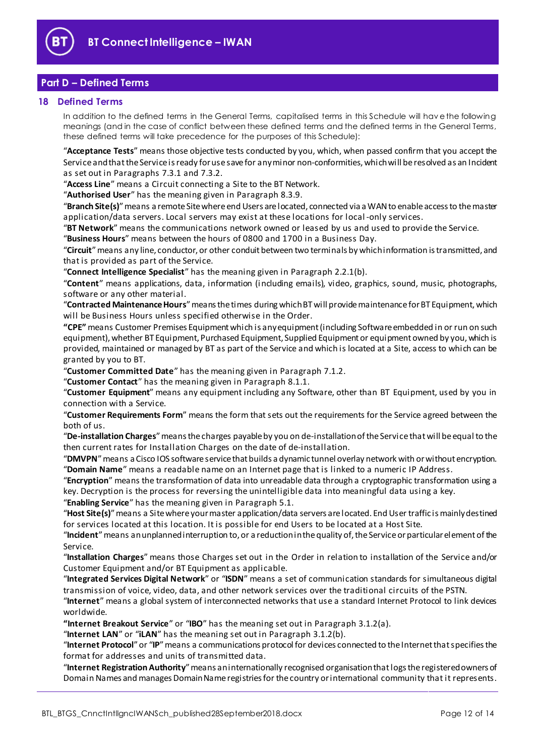## Part D – Defined Terms

### 18 Defined Terms

In addition to the defined terms in the General Terms, capitalised terms in this Schedule will have the following meanings (and in the case of conflict between these defined terms and the defined terms in the General Terms, these defined terms will take precedence for the purposes of this Schedule):

"**Acceptance Tests**" means those objective tests conducted by you, which, when passed confirm that you accept the Service and that the Service is ready for use save for any minor non-conformities, which will be resolved as an Incident as set out in Paragraphs 7.3.1 and 7.3.2.

"**Access Line**" means a Circuit connecting a Site to the BT Network.

"**Authorised User**" has the meaning given in Paragraph 8.3.9.

"**Branch Site(s)**" means a remote Site where end Users are located, connected via a WAN to enable access to the master application/data servers. Local servers may exist at these locations for local-only services.

"**BT Network**" means the communications network owned or leased by us and used to provide the Service.

"**Business Hours**" means between the hours of 0800 and 1700 in a Business Day.

"**Circuit**" means any line, conductor, or other conduit between two terminals by which information is transmitted, and that is provided as part of the Service.

"**Connect Intelligence Specialist**" has the meaning given in Paragraph 2.2.1(b).

"**Content**" means applications, data, information (including emails), video, graphics, sound, music, photographs, software or any other material.

"**Contracted Maintenance Hours**" means the times during which BT will provide maintenance for BT Equipment, which will be Business Hours unless specified otherwise in the Order.

**"CPE"** means Customer Premises Equipment which is any equipment (including Software embedded in or run on such equipment), whether BT Equipment, Purchased Equipment, Supplied Equipment or equipment owned by you, which is provided, maintained or managed by BT as part of the Service and which is located at a Site, access to which can be granted by you to BT.

"**Customer Committed Date**" has the meaning given in Paragraph 7.1.2.

"**Customer Contact**" has the meaning given in Paragraph 8.1.1.

"**Customer Equipment**" means any equipment including any Software, other than BT Equipment, used by you in connection with a Service.

"**Customer Requirements Form**" means the form that sets out the requirements for the Service agreed between the both of us.

"**De-installation Charges**" means the charges payable by you on de-installation of the Service that will be equal to the then current rates for Installation Charges on the date of de-installation.

"**DMVPN**" means a Cisco IOS software service that builds a dynamic tunnel overlay network with or without encryption.

"**Domain Name**" means a readable name on an Internet page that is linked to a numeric IP Address.

"**Encryption**" means the transformation of data into unreadable data through a cryptographic transformation using a key. Decryption is the process for reversing the unintelligible data into meaningful data using a key.

"**Enabling Service**" has the meaning given in Paragraph 5.1.

"**Host Site(s)**" means a Site where your master application/data servers are located. End User traffic is mainly destined for services located at this location. It is possible for end Users to be located at a Host Site.

"**Incident**" means an unplanned interruption to, or a reduction in the quality of, the Service or particular element of the Service.

"**Installation Charges**" means those Charges set out in the Order in relation to installation of the Service and/or Customer Equipment and/or BT Equipment as applicable.

"**Integrated Services Digital Network**" or "**ISDN**" means a set of communication standards for simultaneous digital transmission of voice, video, data, and other network services over the traditional circuits of the PSTN.

"**Internet**" means a global system of interconnected networks that use a standard Internet Protocol to link devices worldwide.

**"Internet Breakout Service**" or "**IBO**" has the meaning set out in Paragraph 3.1.2(a).

"**Internet LAN**" or "**iLAN**" has the meaning set out in Paragraph 3.1.2(b).

"**Internet Protocol**" or "**IP**" means a communications protocol for devices connected to the Internet that specifies the format for addresses and units of transmitted data.

"**Internet Registration Authority**" means an internationally recognised organisation that logs the registered owners of Domain Names and manages Domain Name registries for the country or international community that it represents.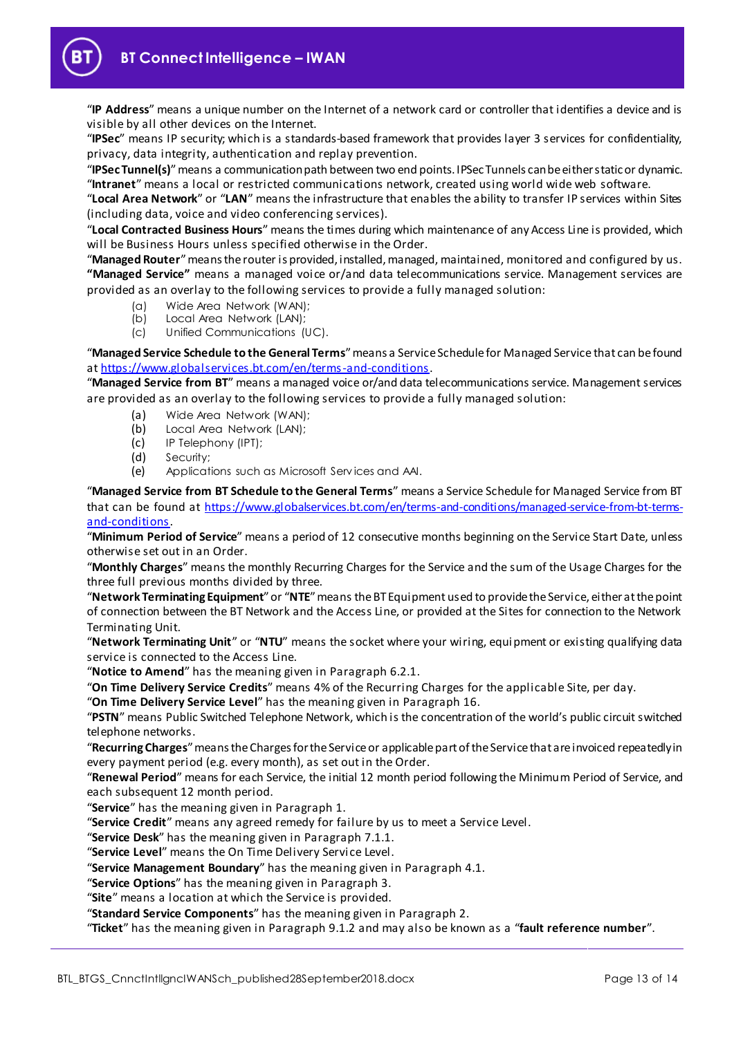"**IP Address**" means a unique number on the Internet of a network card or controller that identifies a device and is visible by all other devices on the Internet.

"**IPSec**" means IP security; which is a standards-based framework that provides layer 3 services for confidentiality, privacy, data integrity, authentication and replay prevention.

"**IPSec Tunnel(s)**" means a communication path between two end points. IPSec Tunnels can be either static or dynamic.

"**Intranet**" means a local or restricted communications network, created using world wide web software.

"**Local Area Network**" or "**LAN**" means the infrastructure that enables the ability to transfer IP services within Sites (including data, voice and video conferencing services).

"**Local Contracted Business Hours**" means the times during which maintenance of any Access Line is provided, which will be Business Hours unless specified otherwise in the Order.

"**Managed Router**" means the router is provided, installed, managed, maintained, monitored and configured by us.

**"Managed Service"** means a managed voice or/and data telecommunications service. Management services are provided as an overlay to the following services to provide a fully managed solution:

(a) Wide Area Network (WAN);
(b) Local Area Network (LAN);
(c) Unified Communications (UC).

"**Managed Service Schedule to the General Terms**" means a Service Schedule for Managed Service that can be found at https://www.globalservices.bt.com/en/terms-and-conditions.

"**Managed Service from BT**" means a managed voice or/and data telecommunications service. Management services are provided as an overlay to the following services to provide a fully managed solution:

(a) Wide Area Network (WAN);
(b) Local Area Network (LAN);
(c) IP Telephony (IPT);
(d) Security;
(e) Applications such as Microsoft Services and AAI.

"**Managed Service from BT Schedule to the General Terms**" means a Service Schedule for Managed Service from BT that can be found at https://www.globalservices.bt.com/en/terms-and-conditions/managed-service-from-bt-terms-and-conditions.

"**Minimum Period of Service**" means a period of 12 consecutive months beginning on the Service Start Date, unless otherwise set out in an Order.

"**Monthly Charges**" means the monthly Recurring Charges for the Service and the sum of the Usage Charges for the three full previous months divided by three.

"**Network Terminating Equipment**" or "**NTE**" means the BT Equipment used to provide the Service, either at the point of connection between the BT Network and the Access Line, or provided at the Sites for connection to the Network Terminating Unit.

"**Network Terminating Unit**" or "**NTU**" means the socket where your wiring, equipment or existing qualifying data service is connected to the Access Line.

"**Notice to Amend**" has the meaning given in Paragraph 6.2.1.

"**On Time Delivery Service Credits**" means 4% of the Recurring Charges for the applicable Site, per day.

"**On Time Delivery Service Level**" has the meaning given in Paragraph 16.

"**PSTN**" means Public Switched Telephone Network, which is the concentration of the world's public circuit switched telephone networks.

"**Recurring Charges**" means the Charges for the Service or applicable part of the Service that are invoiced repeatedly in every payment period (e.g. every month), as set out in the Order.

"**Renewal Period**" means for each Service, the initial 12 month period following the Minimum Period of Service, and each subsequent 12 month period.

"**Service**" has the meaning given in Paragraph 1.

"**Service Credit**" means any agreed remedy for failure by us to meet a Service Level.

"**Service Desk**" has the meaning given in Paragraph 7.1.1.

"**Service Level**" means the On Time Delivery Service Level.

"**Service Management Boundary**" has the meaning given in Paragraph 4.1.

"**Service Options**" has the meaning given in Paragraph 3.

"**Site**" means a location at which the Service is provided.

"**Standard Service Components**" has the meaning given in Paragraph 2.

"**Ticket**" has the meaning given in Paragraph 9.1.2 and may also be known as a "**fault reference number**".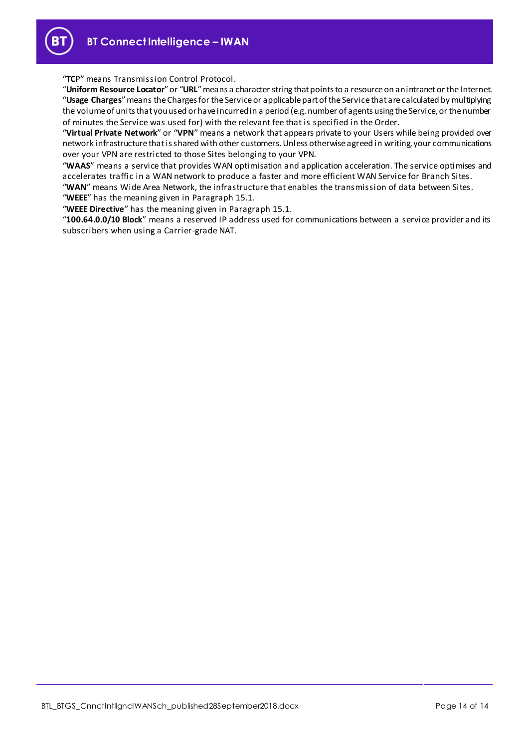"**TC**P" means Transmission Control Protocol.

"**Uniform Resource Locator**" or "**URL**" means a character string that points to a resource on an intranet or the Internet.

"**Usage Charges**" means the Charges for the Service or applicable part of the Service that are calculated by multiplying the volume of units that you used or have incurred in a period (e.g. number of agents using the Service, or the number of minutes the Service was used for) with the relevant fee that is specified in the Order.

"**Virtual Private Network**" or "**VPN**" means a network that appears private to your Users while being provided over network infrastructure that is shared with other customers. Unless otherwise agreed in writing, your communications over your VPN are restricted to those Sites belonging to your VPN.

"**WAAS**" means a service that provides WAN optimisation and application acceleration. The service optimises and accelerates traffic in a WAN network to produce a faster and more efficient WAN Service for Branch Sites.

"**WAN**" means Wide Area Network, the infrastructure that enables the transmission of data between Sites.

"**WEEE**" has the meaning given in Paragraph 15.1.

"**WEEE Directive**" has the meaning given in Paragraph 15.1.

"**100.64.0.0/10 Block**" means a reserved IP address used for communications between a service provider and its subscribers when using a Carrier-grade NAT.